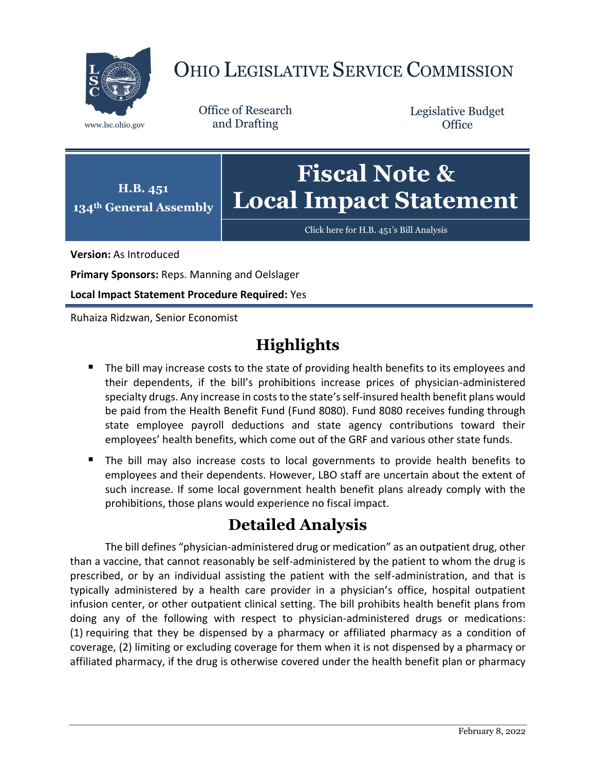# OHIO LEGISLATIVE SERVICE COMMISSION

www.lsc.ohio.gov

Office of Research and Drafting

Legislative Budget Office

**H.B. 451**
**134th General Assembly**

# Fiscal Note & Local Impact Statement

Click here for H.B. 451's Bill Analysis

**Version:** As Introduced

**Primary Sponsors:** Reps. Manning and Oelslager

**Local Impact Statement Procedure Required:** Yes

Ruhaiza Ridzwan, Senior Economist

## Highlights

- The bill may increase costs to the state of providing health benefits to its employees and their dependents, if the bill's prohibitions increase prices of physician-administered specialty drugs. Any increase in costs to the state's self-insured health benefit plans would be paid from the Health Benefit Fund (Fund 8080). Fund 8080 receives funding through state employee payroll deductions and state agency contributions toward their employees' health benefits, which come out of the GRF and various other state funds.
- The bill may also increase costs to local governments to provide health benefits to employees and their dependents. However, LBO staff are uncertain about the extent of such increase. If some local government health benefit plans already comply with the prohibitions, those plans would experience no fiscal impact.

## Detailed Analysis

The bill defines "physician-administered drug or medication" as an outpatient drug, other than a vaccine, that cannot reasonably be self-administered by the patient to whom the drug is prescribed, or by an individual assisting the patient with the self-administration, and that is typically administered by a health care provider in a physician's office, hospital outpatient infusion center, or other outpatient clinical setting. The bill prohibits health benefit plans from doing any of the following with respect to physician-administered drugs or medications: (1) requiring that they be dispensed by a pharmacy or affiliated pharmacy as a condition of coverage, (2) limiting or excluding coverage for them when it is not dispensed by a pharmacy or affiliated pharmacy, if the drug is otherwise covered under the health benefit plan or pharmacy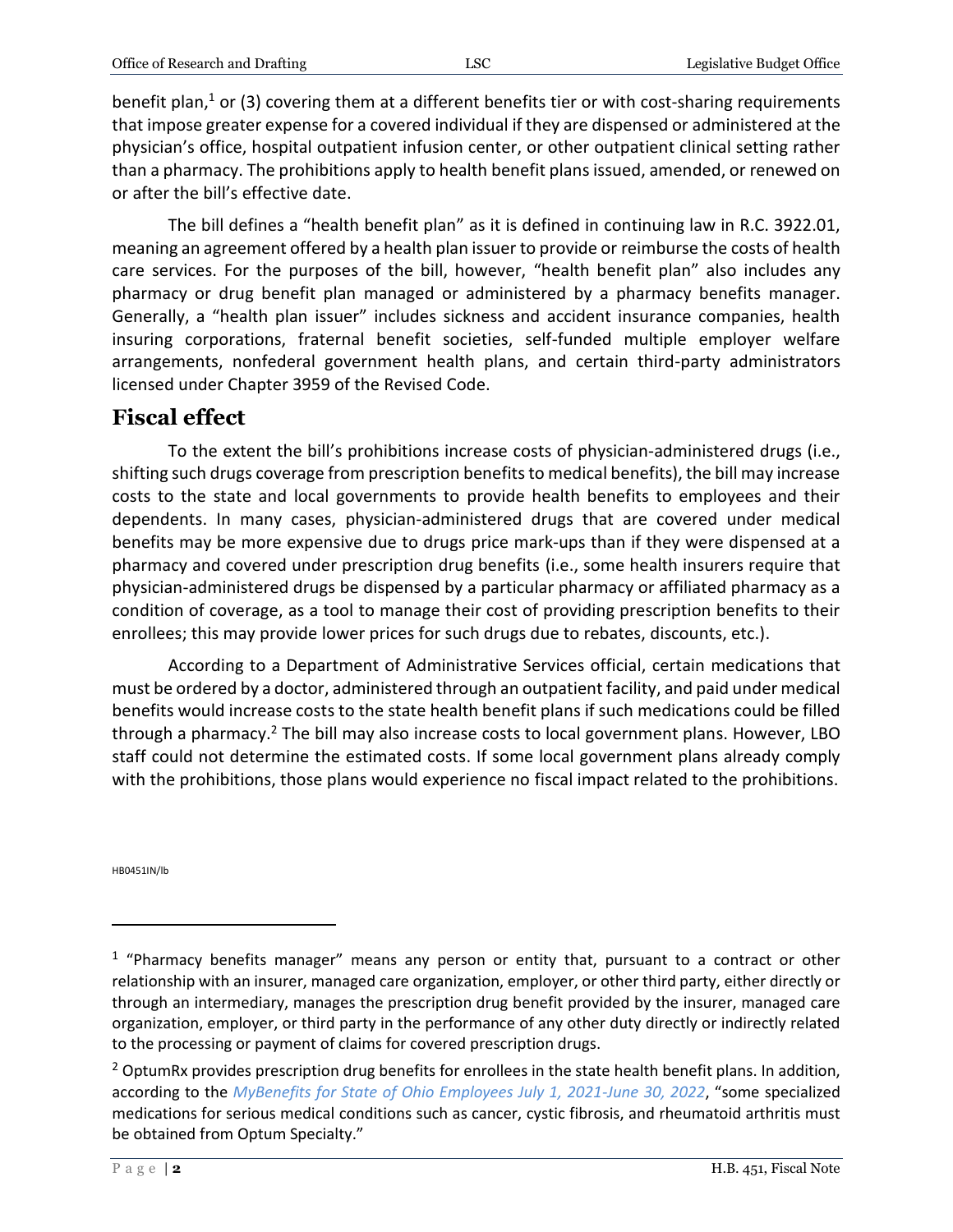benefit plan,[1] or (3) covering them at a different benefits tier or with cost-sharing requirements that impose greater expense for a covered individual if they are dispensed or administered at the physician's office, hospital outpatient infusion center, or other outpatient clinical setting rather than a pharmacy. The prohibitions apply to health benefit plans issued, amended, or renewed on or after the bill's effective date.

The bill defines a "health benefit plan" as it is defined in continuing law in R.C. 3922.01, meaning an agreement offered by a health plan issuer to provide or reimburse the costs of health care services. For the purposes of the bill, however, "health benefit plan" also includes any pharmacy or drug benefit plan managed or administered by a pharmacy benefits manager. Generally, a "health plan issuer" includes sickness and accident insurance companies, health insuring corporations, fraternal benefit societies, self-funded multiple employer welfare arrangements, nonfederal government health plans, and certain third-party administrators licensed under Chapter 3959 of the Revised Code.

## Fiscal effect

To the extent the bill's prohibitions increase costs of physician-administered drugs (i.e., shifting such drugs coverage from prescription benefits to medical benefits), the bill may increase costs to the state and local governments to provide health benefits to employees and their dependents. In many cases, physician-administered drugs that are covered under medical benefits may be more expensive due to drugs price mark-ups than if they were dispensed at a pharmacy and covered under prescription drug benefits (i.e., some health insurers require that physician-administered drugs be dispensed by a particular pharmacy or affiliated pharmacy as a condition of coverage, as a tool to manage their cost of providing prescription benefits to their enrollees; this may provide lower prices for such drugs due to rebates, discounts, etc.).

According to a Department of Administrative Services official, certain medications that must be ordered by a doctor, administered through an outpatient facility, and paid under medical benefits would increase costs to the state health benefit plans if such medications could be filled through a pharmacy.[2] The bill may also increase costs to local government plans. However, LBO staff could not determine the estimated costs. If some local government plans already comply with the prohibitions, those plans would experience no fiscal impact related to the prohibitions.

HB0451IN/lb

---

[1] "Pharmacy benefits manager" means any person or entity that, pursuant to a contract or other relationship with an insurer, managed care organization, employer, or other third party, either directly or through an intermediary, manages the prescription drug benefit provided by the insurer, managed care organization, employer, or third party in the performance of any other duty directly or indirectly related to the processing or payment of claims for covered prescription drugs.

[2] OptumRx provides prescription drug benefits for enrollees in the state health benefit plans. In addition, according to the *MyBenefits for State of Ohio Employees July 1, 2021-June 30, 2022*, "some specialized medications for serious medical conditions such as cancer, cystic fibrosis, and rheumatoid arthritis must be obtained from Optum Specialty."